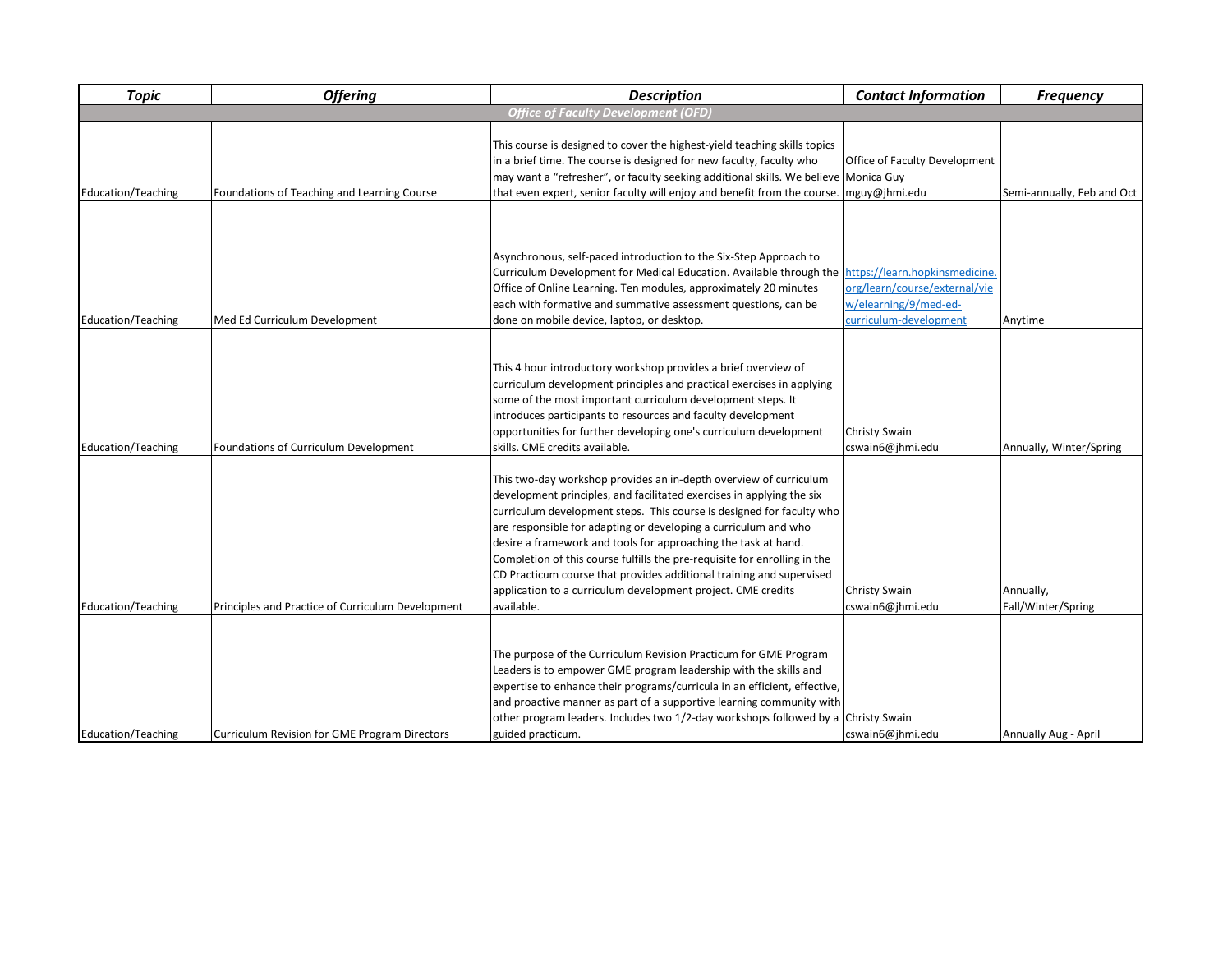| Topic | Offering | Description | Contact Information | Frequency |
|---|---|---|---|---|
| ***Office of Faculty Development (OFD)*** | | | | |
| Education/Teaching | Foundations of Teaching and Learning Course | This course is designed to cover the highest-yield teaching skills topics in a brief time. The course is designed for new faculty, faculty who may want a "refresher", or faculty seeking additional skills. We believe that even expert, senior faculty will enjoy and benefit from the course. | Office of Faculty Development Monica Guy mguy@jhmi.edu | Semi-annually, Feb and Oct |
| Education/Teaching | Med Ed Curriculum Development | Asynchronous, self-paced introduction to the Six-Step Approach to Curriculum Development for Medical Education. Available through the Office of Online Learning. Ten modules, approximately 20 minutes each with formative and summative assessment questions, can be done on mobile device, laptop, or desktop. | https://learn.hopkinsmedicine.org/learn/course/external/view/elearning/9/med-ed-curriculum-development | Anytime |
| Education/Teaching | Foundations of Curriculum Development | This 4 hour introductory workshop provides a brief overview of curriculum development principles and practical exercises in applying some of the most important curriculum development steps. It introduces participants to resources and faculty development opportunities for further developing one's curriculum development skills. CME credits available. | Christy Swain cswain6@jhmi.edu | Annually, Winter/Spring |
| Education/Teaching | Principles and Practice of Curriculum Development | This two-day workshop provides an in-depth overview of curriculum development principles, and facilitated exercises in applying the six curriculum development steps. This course is designed for faculty who are responsible for adapting or developing a curriculum and who desire a framework and tools for approaching the task at hand. Completion of this course fulfills the pre-requisite for enrolling in the CD Practicum course that provides additional training and supervised application to a curriculum development project. CME credits available. | Christy Swain cswain6@jhmi.edu | Annually, Fall/Winter/Spring |
| Education/Teaching | Curriculum Revision for GME Program Directors | The purpose of the Curriculum Revision Practicum for GME Program Leaders is to empower GME program leadership with the skills and expertise to enhance their programs/curricula in an efficient, effective, and proactive manner as part of a supportive learning community with other program leaders. Includes two 1/2-day workshops followed by a guided practicum. | Christy Swain cswain6@jhmi.edu | Annually Aug - April |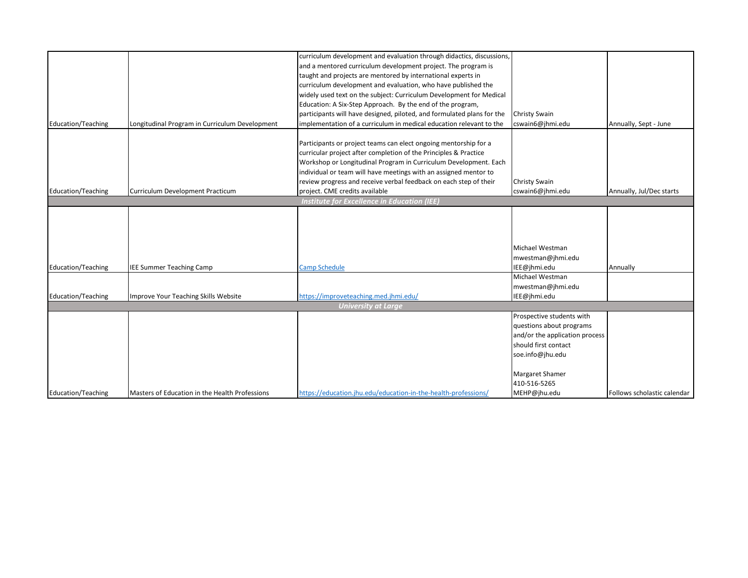| | | | | |
|---|---|---|---|---|
| Education/Teaching | Longitudinal Program in Curriculum Development | curriculum development and evaluation through didactics, discussions, and a mentored curriculum development project. The program is taught and projects are mentored by international experts in curriculum development and evaluation, who have published the widely used text on the subject: Curriculum Development for Medical Education: A Six-Step Approach. By the end of the program, participants will have designed, piloted, and formulated plans for the implementation of a curriculum in medical education relevant to the | Christy Swain<br>cswain6@jhmi.edu | Annually, Sept - June |
| Education/Teaching | Curriculum Development Practicum | Participants or project teams can elect ongoing mentorship for a curricular project after completion of the Principles & Practice Workshop or Longitudinal Program in Curriculum Development. Each individual or team will have meetings with an assigned mentor to review progress and receive verbal feedback on each step of their project. CME credits available | Christy Swain<br>cswain6@jhmi.edu | Annually, Jul/Dec starts |
| | | ***Institute for Excellence in Education (IEE)*** | | |
| Education/Teaching | IEE Summer Teaching Camp | Camp Schedule | Michael Westman<br>mwestman@jhmi.edu<br>IEE@jhmi.edu | Annually |
| Education/Teaching | Improve Your Teaching Skills Website | https://improveteaching.med.jhmi.edu/ | Michael Westman<br>mwestman@jhmi.edu<br>IEE@jhmi.edu | |
| | | ***University at Large*** | | |
| Education/Teaching | Masters of Education in the Health Professions | https://education.jhu.edu/education-in-the-health-professions/ | Prospective students with questions about programs and/or the application process should first contact soe.info@jhu.edu<br><br>Margaret Shamer<br>410-516-5265<br>MEHP@jhu.edu | Follows scholastic calendar |